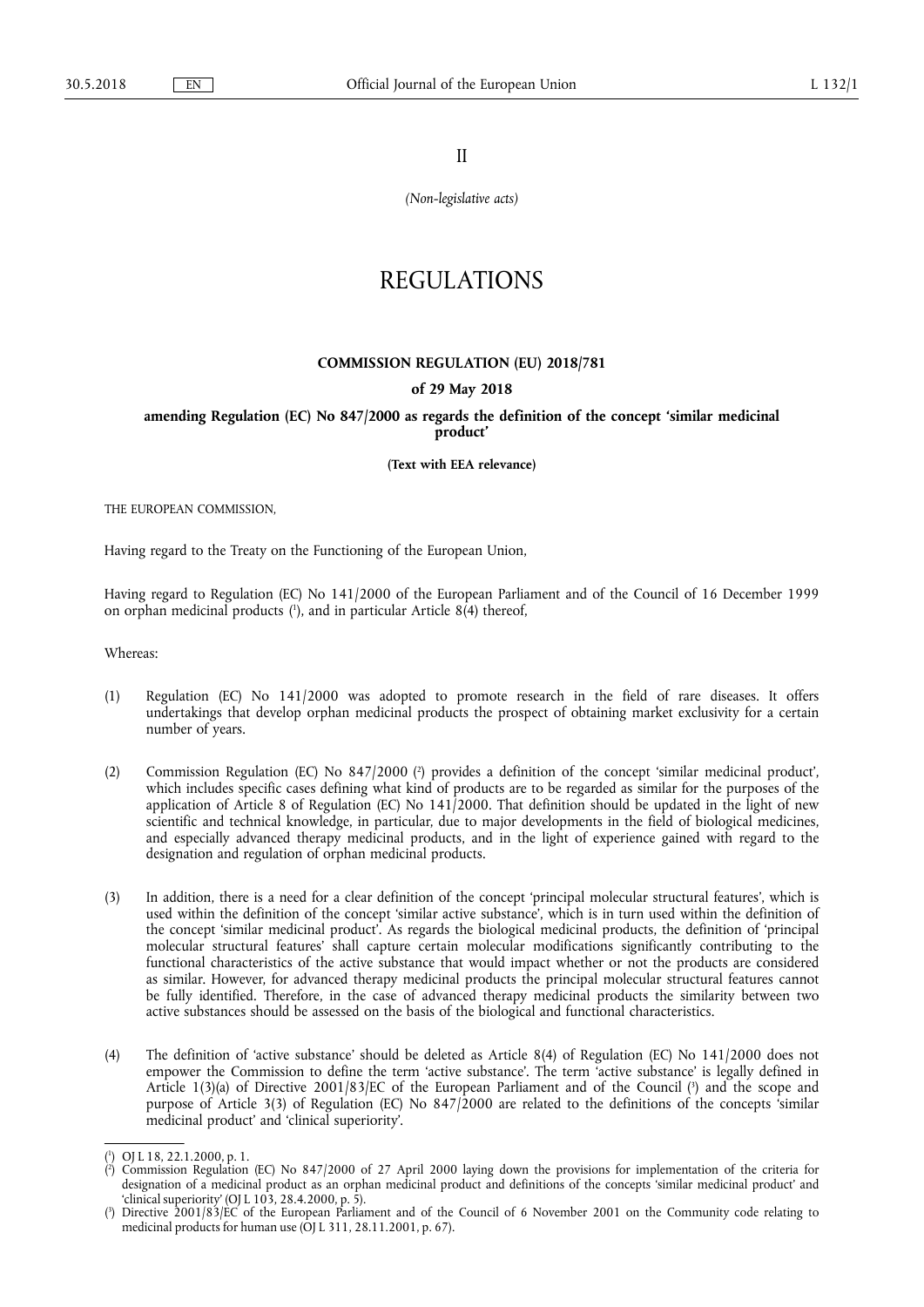II

*(Non-legislative acts)*

# REGULATIONS

## COMMISSION REGULATION (EU) 2018/781

### of 29 May 2018

### amending Regulation (EC) No 847/2000 as regards the definition of the concept 'similar medicinal product'

**(Text with EEA relevance)**

THE EUROPEAN COMMISSION,

Having regard to the Treaty on the Functioning of the European Union,

Having regard to Regulation (EC) No 141/2000 of the European Parliament and of the Council of 16 December 1999 on orphan medicinal products ([1]), and in particular Article 8(4) thereof,

Whereas:

(1) Regulation (EC) No 141/2000 was adopted to promote research in the field of rare diseases. It offers undertakings that develop orphan medicinal products the prospect of obtaining market exclusivity for a certain number of years.

(2) Commission Regulation (EC) No 847/2000 ([2]) provides a definition of the concept 'similar medicinal product', which includes specific cases defining what kind of products are to be regarded as similar for the purposes of the application of Article 8 of Regulation (EC) No 141/2000. That definition should be updated in the light of new scientific and technical knowledge, in particular, due to major developments in the field of biological medicines, and especially advanced therapy medicinal products, and in the light of experience gained with regard to the designation and regulation of orphan medicinal products.

(3) In addition, there is a need for a clear definition of the concept 'principal molecular structural features', which is used within the definition of the concept 'similar active substance', which is in turn used within the definition of the concept 'similar medicinal product'. As regards the biological medicinal products, the definition of 'principal molecular structural features' shall capture certain molecular modifications significantly contributing to the functional characteristics of the active substance that would impact whether or not the products are considered as similar. However, for advanced therapy medicinal products the principal molecular structural features cannot be fully identified. Therefore, in the case of advanced therapy medicinal products the similarity between two active substances should be assessed on the basis of the biological and functional characteristics.

(4) The definition of 'active substance' should be deleted as Article 8(4) of Regulation (EC) No 141/2000 does not empower the Commission to define the term 'active substance'. The term 'active substance' is legally defined in Article 1(3)(a) of Directive 2001/83/EC of the European Parliament and of the Council ([3]) and the scope and purpose of Article 3(3) of Regulation (EC) No 847/2000 are related to the definitions of the concepts 'similar medicinal product' and 'clinical superiority'.

---

([1]) OJ L 18, 22.1.2000, p. 1.

([2]) Commission Regulation (EC) No 847/2000 of 27 April 2000 laying down the provisions for implementation of the criteria for designation of a medicinal product as an orphan medicinal product and definitions of the concepts 'similar medicinal product' and 'clinical superiority' (OJ L 103, 28.4.2000, p. 5).

([3]) Directive 2001/83/EC of the European Parliament and of the Council of 6 November 2001 on the Community code relating to medicinal products for human use (OJ L 311, 28.11.2001, p. 67).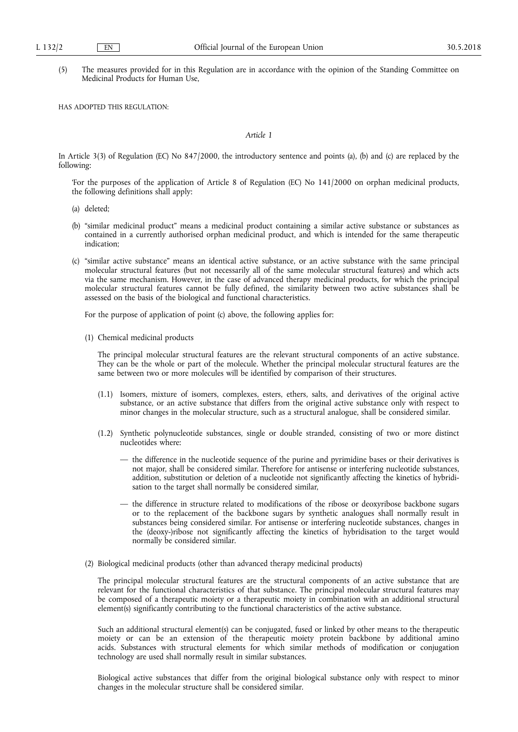(5) The measures provided for in this Regulation are in accordance with the opinion of the Standing Committee on Medicinal Products for Human Use,

HAS ADOPTED THIS REGULATION:

*Article 1*

In Article 3(3) of Regulation (EC) No 847/2000, the introductory sentence and points (a), (b) and (c) are replaced by the following:

'For the purposes of the application of Article 8 of Regulation (EC) No 141/2000 on orphan medicinal products, the following definitions shall apply:

(a) deleted;

(b) "similar medicinal product" means a medicinal product containing a similar active substance or substances as contained in a currently authorised orphan medicinal product, and which is intended for the same therapeutic indication;

(c) "similar active substance" means an identical active substance, or an active substance with the same principal molecular structural features (but not necessarily all of the same molecular structural features) and which acts via the same mechanism. However, in the case of advanced therapy medicinal products, for which the principal molecular structural features cannot be fully defined, the similarity between two active substances shall be assessed on the basis of the biological and functional characteristics.

For the purpose of application of point (c) above, the following applies for:

(1) Chemical medicinal products

The principal molecular structural features are the relevant structural components of an active substance. They can be the whole or part of the molecule. Whether the principal molecular structural features are the same between two or more molecules will be identified by comparison of their structures.

(1.1) Isomers, mixture of isomers, complexes, esters, ethers, salts, and derivatives of the original active substance, or an active substance that differs from the original active substance only with respect to minor changes in the molecular structure, such as a structural analogue, shall be considered similar.

(1.2) Synthetic polynucleotide substances, single or double stranded, consisting of two or more distinct nucleotides where:

— the difference in the nucleotide sequence of the purine and pyrimidine bases or their derivatives is not major, shall be considered similar. Therefore for antisense or interfering nucleotide substances, addition, substitution or deletion of a nucleotide not significantly affecting the kinetics of hybridisation to the target shall normally be considered similar,

— the difference in structure related to modifications of the ribose or deoxyribose backbone sugars or to the replacement of the backbone sugars by synthetic analogues shall normally result in substances being considered similar. For antisense or interfering nucleotide substances, changes in the (deoxy-)ribose not significantly affecting the kinetics of hybridisation to the target would normally be considered similar.

(2) Biological medicinal products (other than advanced therapy medicinal products)

The principal molecular structural features are the structural components of an active substance that are relevant for the functional characteristics of that substance. The principal molecular structural features may be composed of a therapeutic moiety or a therapeutic moiety in combination with an additional structural element(s) significantly contributing to the functional characteristics of the active substance.

Such an additional structural element(s) can be conjugated, fused or linked by other means to the therapeutic moiety or can be an extension of the therapeutic moiety protein backbone by additional amino acids. Substances with structural elements for which similar methods of modification or conjugation technology are used shall normally result in similar substances.

Biological active substances that differ from the original biological substance only with respect to minor changes in the molecular structure shall be considered similar.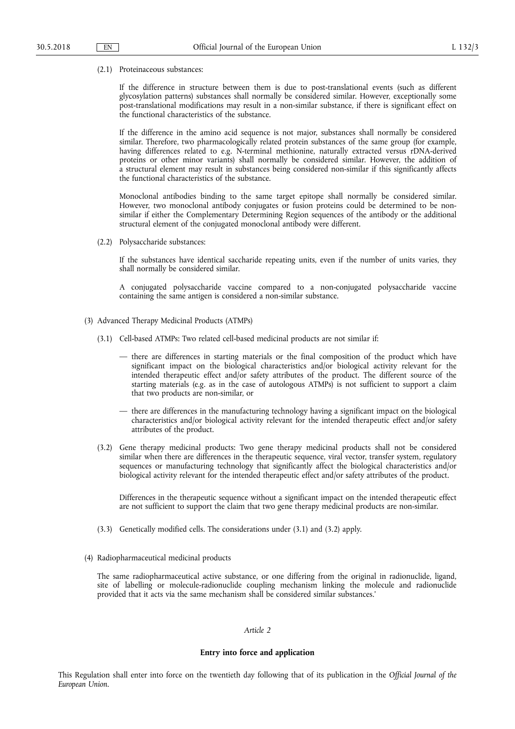(2.1) Proteinaceous substances:

If the difference in structure between them is due to post-translational events (such as different glycosylation patterns) substances shall normally be considered similar. However, exceptionally some post-translational modifications may result in a non-similar substance, if there is significant effect on the functional characteristics of the substance.

If the difference in the amino acid sequence is not major, substances shall normally be considered similar. Therefore, two pharmacologically related protein substances of the same group (for example, having differences related to e.g. N-terminal methionine, naturally extracted versus rDNA-derived proteins or other minor variants) shall normally be considered similar. However, the addition of a structural element may result in substances being considered non-similar if this significantly affects the functional characteristics of the substance.

Monoclonal antibodies binding to the same target epitope shall normally be considered similar. However, two monoclonal antibody conjugates or fusion proteins could be determined to be non-similar if either the Complementary Determining Region sequences of the antibody or the additional structural element of the conjugated monoclonal antibody were different.

(2.2) Polysaccharide substances:

If the substances have identical saccharide repeating units, even if the number of units varies, they shall normally be considered similar.

A conjugated polysaccharide vaccine compared to a non-conjugated polysaccharide vaccine containing the same antigen is considered a non-similar substance.

(3) Advanced Therapy Medicinal Products (ATMPs)

(3.1) Cell-based ATMPs: Two related cell-based medicinal products are not similar if:

— there are differences in starting materials or the final composition of the product which have significant impact on the biological characteristics and/or biological activity relevant for the intended therapeutic effect and/or safety attributes of the product. The different source of the starting materials (e.g. as in the case of autologous ATMPs) is not sufficient to support a claim that two products are non-similar, or

— there are differences in the manufacturing technology having a significant impact on the biological characteristics and/or biological activity relevant for the intended therapeutic effect and/or safety attributes of the product.

(3.2) Gene therapy medicinal products: Two gene therapy medicinal products shall not be considered similar when there are differences in the therapeutic sequence, viral vector, transfer system, regulatory sequences or manufacturing technology that significantly affect the biological characteristics and/or biological activity relevant for the intended therapeutic effect and/or safety attributes of the product.

Differences in the therapeutic sequence without a significant impact on the intended therapeutic effect are not sufficient to support the claim that two gene therapy medicinal products are non-similar.

(3.3) Genetically modified cells. The considerations under (3.1) and (3.2) apply.

(4) Radiopharmaceutical medicinal products

The same radiopharmaceutical active substance, or one differing from the original in radionuclide, ligand, site of labelling or molecule-radionuclide coupling mechanism linking the molecule and radionuclide provided that it acts via the same mechanism shall be considered similar substances.'

*Article 2*

**Entry into force and application**

This Regulation shall enter into force on the twentieth day following that of its publication in the *Official Journal of the European Union*.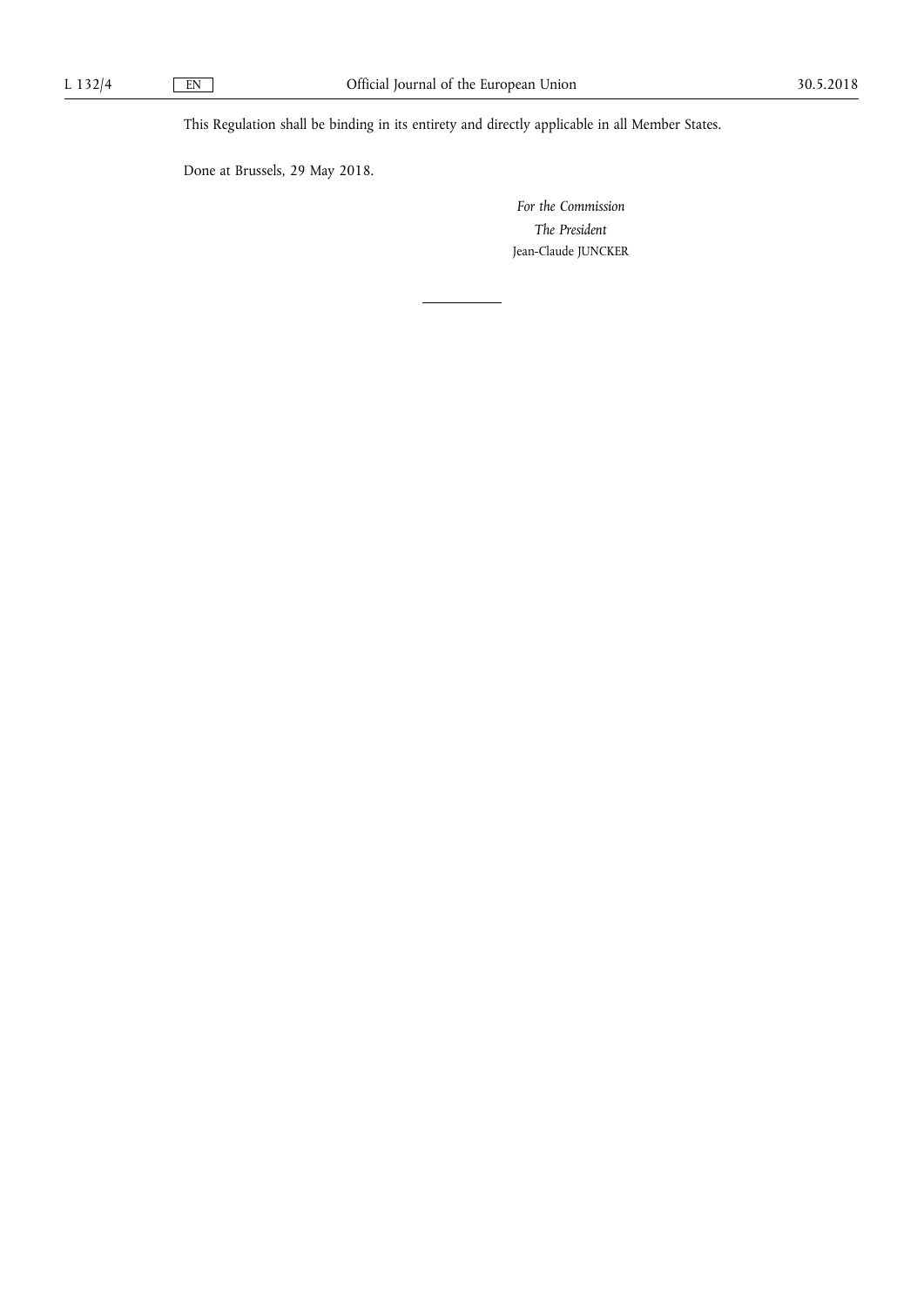This Regulation shall be binding in its entirety and directly applicable in all Member States.

Done at Brussels, 29 May 2018.

*For the Commission*

*The President*

Jean-Claude JUNCKER